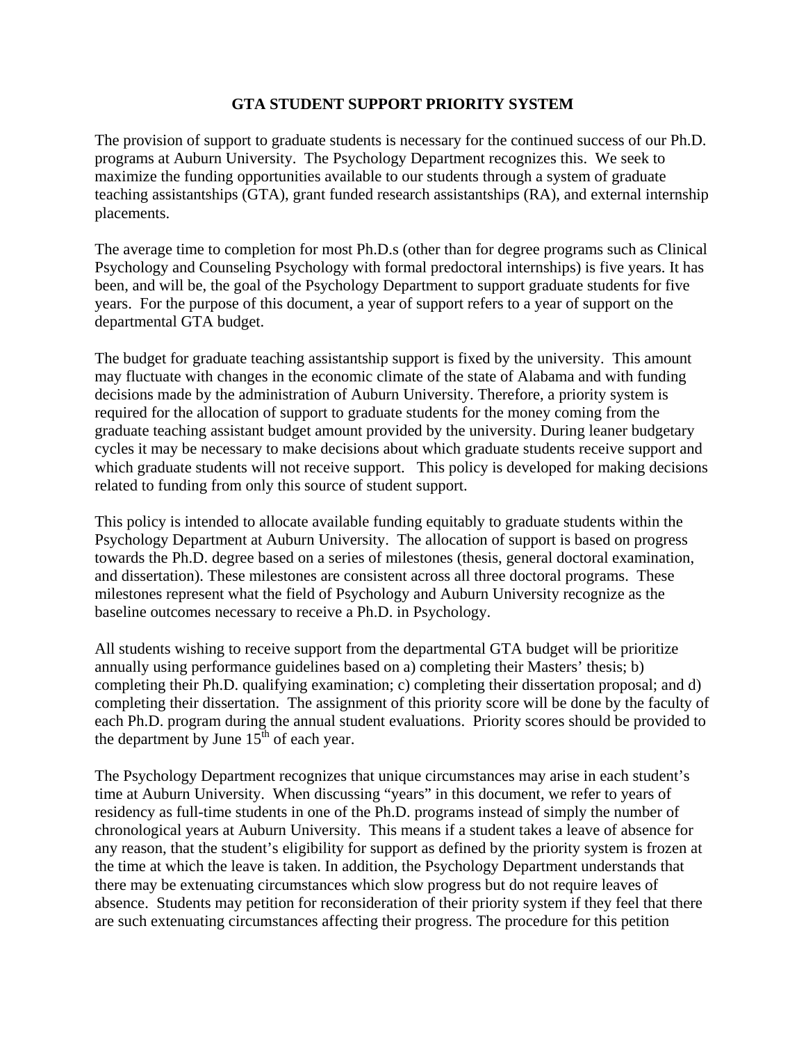# GTA STUDENT SUPPORT PRIORITY SYSTEM

The provision of support to graduate students is necessary for the continued success of our Ph.D. programs at Auburn University. The Psychology Department recognizes this. We seek to maximize the funding opportunities available to our students through a system of graduate teaching assistantships (GTA), grant funded research assistantships (RA), and external internship placements.

The average time to completion for most Ph.D.s (other than for degree programs such as Clinical Psychology and Counseling Psychology with formal predoctoral internships) is five years. It has been, and will be, the goal of the Psychology Department to support graduate students for five years. For the purpose of this document, a year of support refers to a year of support on the departmental GTA budget.

The budget for graduate teaching assistantship support is fixed by the university. This amount may fluctuate with changes in the economic climate of the state of Alabama and with funding decisions made by the administration of Auburn University. Therefore, a priority system is required for the allocation of support to graduate students for the money coming from the graduate teaching assistant budget amount provided by the university. During leaner budgetary cycles it may be necessary to make decisions about which graduate students receive support and which graduate students will not receive support. This policy is developed for making decisions related to funding from only this source of student support.

This policy is intended to allocate available funding equitably to graduate students within the Psychology Department at Auburn University. The allocation of support is based on progress towards the Ph.D. degree based on a series of milestones (thesis, general doctoral examination, and dissertation). These milestones are consistent across all three doctoral programs. These milestones represent what the field of Psychology and Auburn University recognize as the baseline outcomes necessary to receive a Ph.D. in Psychology.

All students wishing to receive support from the departmental GTA budget will be prioritize annually using performance guidelines based on a) completing their Masters' thesis; b) completing their Ph.D. qualifying examination; c) completing their dissertation proposal; and d) completing their dissertation. The assignment of this priority score will be done by the faculty of each Ph.D. program during the annual student evaluations. Priority scores should be provided to the department by June 15th of each year.

The Psychology Department recognizes that unique circumstances may arise in each student's time at Auburn University. When discussing "years" in this document, we refer to years of residency as full-time students in one of the Ph.D. programs instead of simply the number of chronological years at Auburn University. This means if a student takes a leave of absence for any reason, that the student's eligibility for support as defined by the priority system is frozen at the time at which the leave is taken. In addition, the Psychology Department understands that there may be extenuating circumstances which slow progress but do not require leaves of absence. Students may petition for reconsideration of their priority system if they feel that there are such extenuating circumstances affecting their progress. The procedure for this petition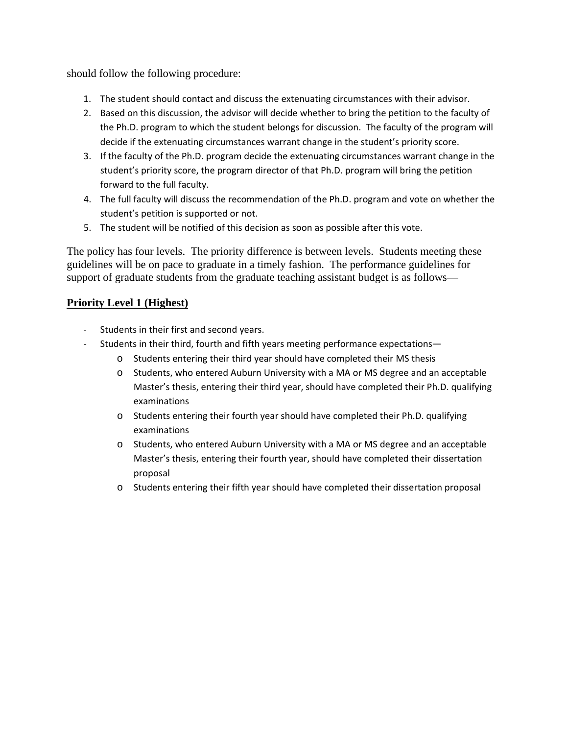should follow the following procedure:

1. The student should contact and discuss the extenuating circumstances with their advisor.
2. Based on this discussion, the advisor will decide whether to bring the petition to the faculty of the Ph.D. program to which the student belongs for discussion. The faculty of the program will decide if the extenuating circumstances warrant change in the student's priority score.
3. If the faculty of the Ph.D. program decide the extenuating circumstances warrant change in the student's priority score, the program director of that Ph.D. program will bring the petition forward to the full faculty.
4. The full faculty will discuss the recommendation of the Ph.D. program and vote on whether the student's petition is supported or not.
5. The student will be notified of this decision as soon as possible after this vote.

The policy has four levels. The priority difference is between levels. Students meeting these guidelines will be on pace to graduate in a timely fashion. The performance guidelines for support of graduate students from the graduate teaching assistant budget is as follows—

**Priority Level 1 (Highest)**

- Students in their first and second years.
- Students in their third, fourth and fifth years meeting performance expectations—
    - Students entering their third year should have completed their MS thesis
    - Students, who entered Auburn University with a MA or MS degree and an acceptable Master's thesis, entering their third year, should have completed their Ph.D. qualifying examinations
    - Students entering their fourth year should have completed their Ph.D. qualifying examinations
    - Students, who entered Auburn University with a MA or MS degree and an acceptable Master's thesis, entering their fourth year, should have completed their dissertation proposal
    - Students entering their fifth year should have completed their dissertation proposal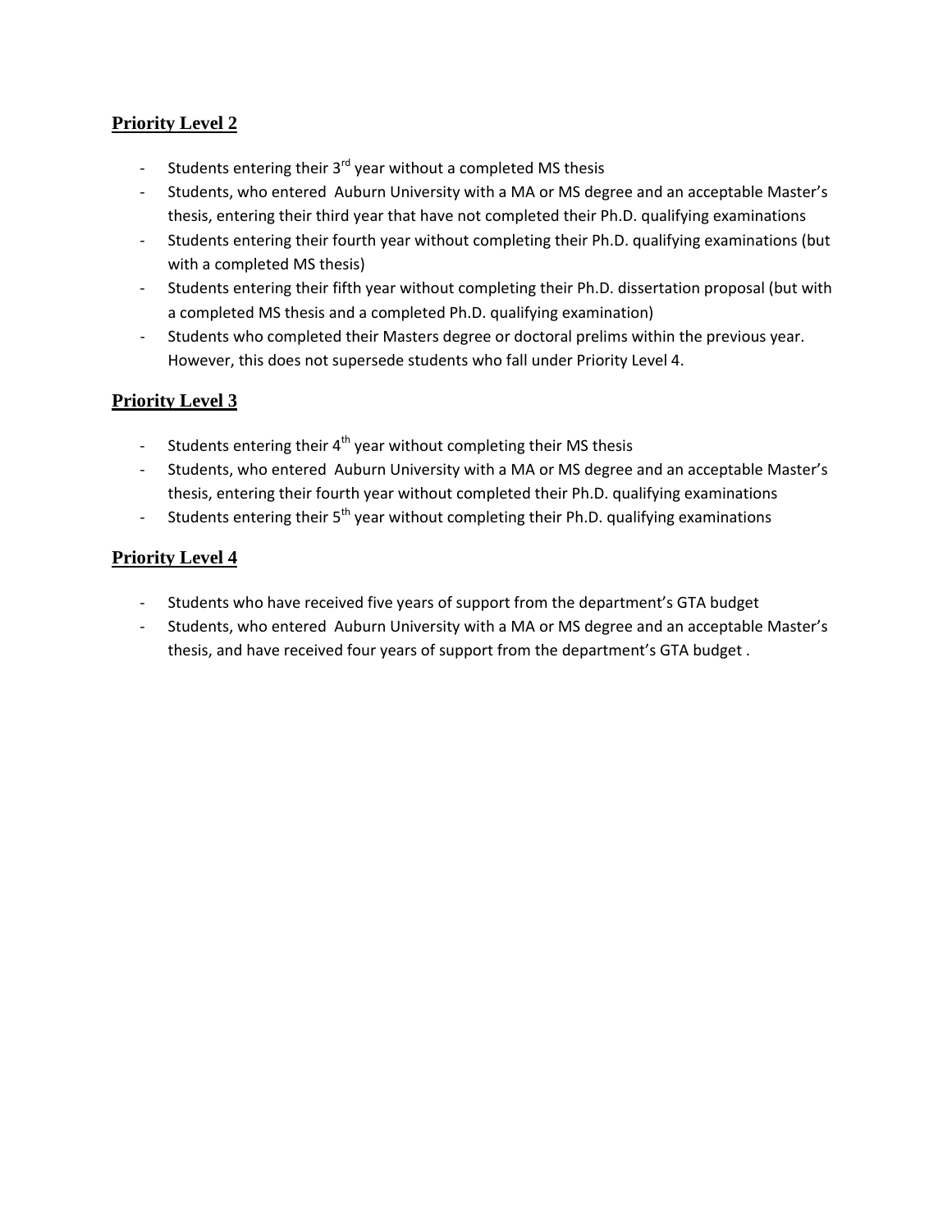## Priority Level 2

- Students entering their 3rd year without a completed MS thesis
- Students, who entered Auburn University with a MA or MS degree and an acceptable Master's thesis, entering their third year that have not completed their Ph.D. qualifying examinations
- Students entering their fourth year without completing their Ph.D. qualifying examinations (but with a completed MS thesis)
- Students entering their fifth year without completing their Ph.D. dissertation proposal (but with a completed MS thesis and a completed Ph.D. qualifying examination)
- Students who completed their Masters degree or doctoral prelims within the previous year. However, this does not supersede students who fall under Priority Level 4.

## Priority Level 3

- Students entering their 4th year without completing their MS thesis
- Students, who entered Auburn University with a MA or MS degree and an acceptable Master's thesis, entering their fourth year without completed their Ph.D. qualifying examinations
- Students entering their 5th year without completing their Ph.D. qualifying examinations

## Priority Level 4

- Students who have received five years of support from the department's GTA budget
- Students, who entered Auburn University with a MA or MS degree and an acceptable Master's thesis, and have received four years of support from the department's GTA budget .